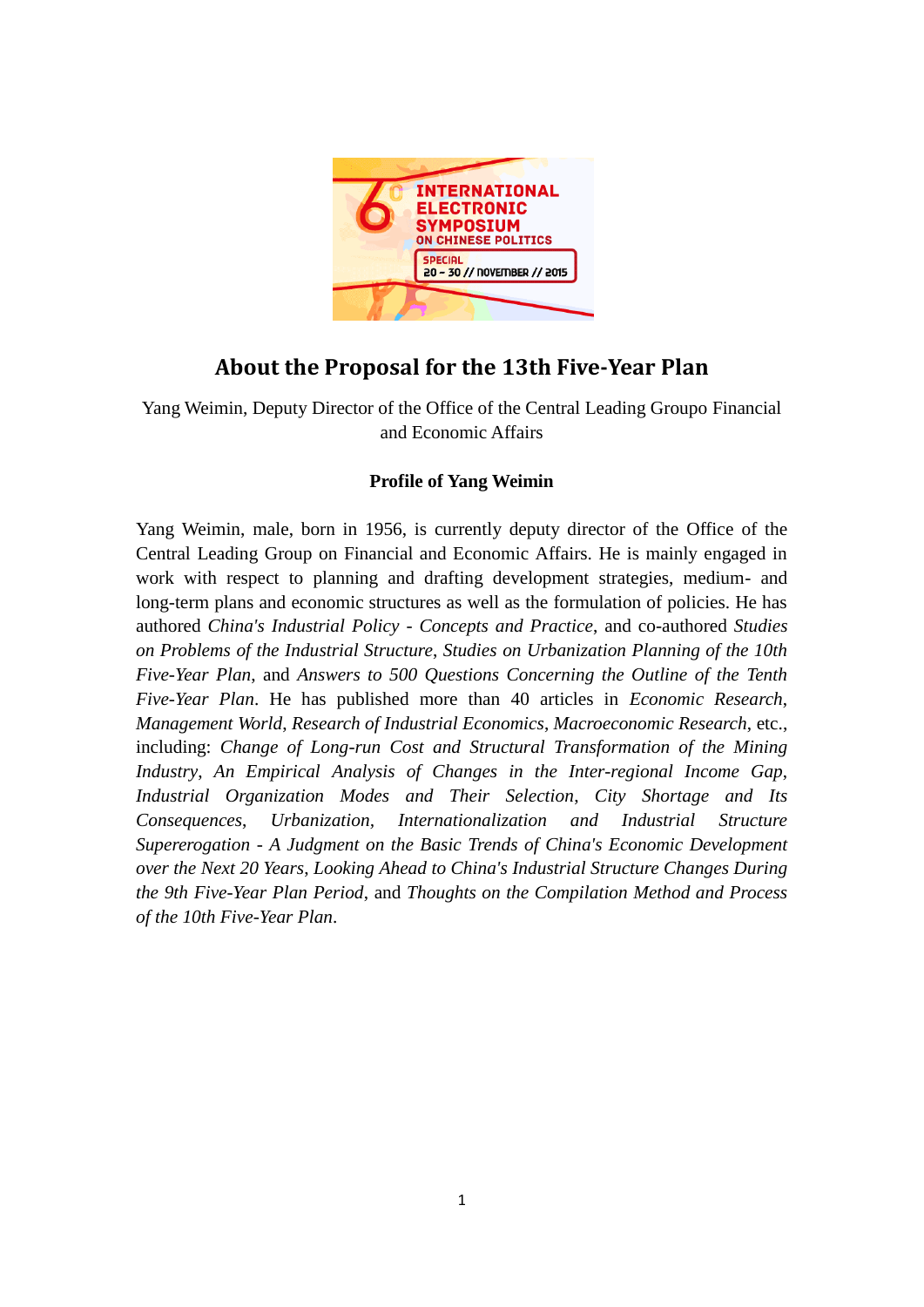# About the Proposal for the 13th Five-Year Plan

Yang Weimin, Deputy Director of the Office of the Central Leading Groupo Financial and Economic Affairs

**Profile of Yang Weimin**

Yang Weimin, male, born in 1956, is currently deputy director of the Office of the Central Leading Group on Financial and Economic Affairs. He is mainly engaged in work with respect to planning and drafting development strategies, medium- and long-term plans and economic structures as well as the formulation of policies. He has authored *China's Industrial Policy - Concepts and Practice*, and co-authored *Studies on Problems of the Industrial Structure*, *Studies on Urbanization Planning of the 10th Five-Year Plan*, and *Answers to 500 Questions Concerning the Outline of the Tenth Five-Year Plan*. He has published more than 40 articles in *Economic Research*, *Management World*, *Research of Industrial Economics*, *Macroeconomic Research*, etc., including: *Change of Long-run Cost and Structural Transformation of the Mining Industry*, *An Empirical Analysis of Changes in the Inter-regional Income Gap*, *Industrial Organization Modes and Their Selection*, *City Shortage and Its Consequences*, *Urbanization, Internationalization and Industrial Structure Supererogation - A Judgment on the Basic Trends of China's Economic Development over the Next 20 Years*, *Looking Ahead to China's Industrial Structure Changes During the 9th Five-Year Plan Period*, and *Thoughts on the Compilation Method and Process of the 10th Five-Year Plan*.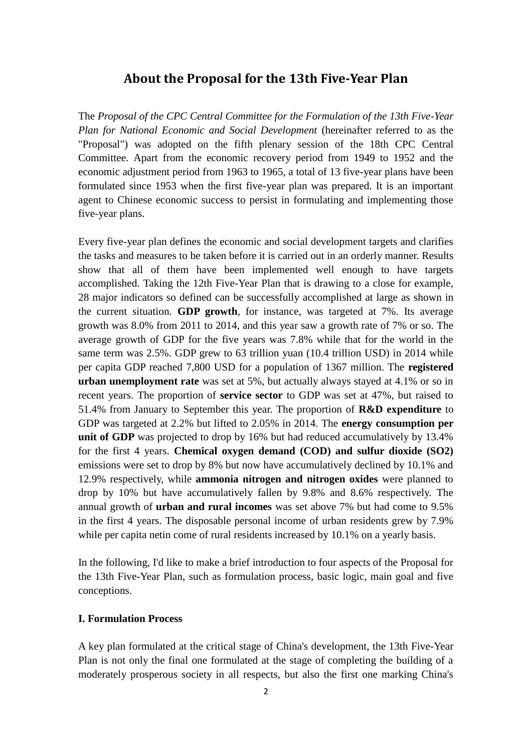## About the Proposal for the 13th Five-Year Plan

The *Proposal of the CPC Central Committee for the Formulation of the 13th Five-Year Plan for National Economic and Social Development* (hereinafter referred to as the "Proposal") was adopted on the fifth plenary session of the 18th CPC Central Committee. Apart from the economic recovery period from 1949 to 1952 and the economic adjustment period from 1963 to 1965, a total of 13 five-year plans have been formulated since 1953 when the first five-year plan was prepared. It is an important agent to Chinese economic success to persist in formulating and implementing those five-year plans.

Every five-year plan defines the economic and social development targets and clarifies the tasks and measures to be taken before it is carried out in an orderly manner. Results show that all of them have been implemented well enough to have targets accomplished. Taking the 12th Five-Year Plan that is drawing to a close for example, 28 major indicators so defined can be successfully accomplished at large as shown in the current situation. **GDP growth**, for instance, was targeted at 7%. Its average growth was 8.0% from 2011 to 2014, and this year saw a growth rate of 7% or so. The average growth of GDP for the five years was 7.8% while that for the world in the same term was 2.5%. GDP grew to 63 trillion yuan (10.4 trillion USD) in 2014 while per capita GDP reached 7,800 USD for a population of 1367 million. The **registered urban unemployment rate** was set at 5%, but actually always stayed at 4.1% or so in recent years. The proportion of **service sector** to GDP was set at 47%, but raised to 51.4% from January to September this year. The proportion of **R&D expenditure** to GDP was targeted at 2.2% but lifted to 2.05% in 2014. The **energy consumption per unit of GDP** was projected to drop by 16% but had reduced accumulatively by 13.4% for the first 4 years. **Chemical oxygen demand (COD) and sulfur dioxide (SO2)** emissions were set to drop by 8% but now have accumulatively declined by 10.1% and 12.9% respectively, while **ammonia nitrogen and nitrogen oxides** were planned to drop by 10% but have accumulatively fallen by 9.8% and 8.6% respectively. The annual growth of **urban and rural incomes** was set above 7% but had come to 9.5% in the first 4 years. The disposable personal income of urban residents grew by 7.9% while per capita netin come of rural residents increased by 10.1% on a yearly basis.

In the following, I'd like to make a brief introduction to four aspects of the Proposal for the 13th Five-Year Plan, such as formulation process, basic logic, main goal and five conceptions.

### I. Formulation Process

A key plan formulated at the critical stage of China's development, the 13th Five-Year Plan is not only the final one formulated at the stage of completing the building of a moderately prosperous society in all respects, but also the first one marking China's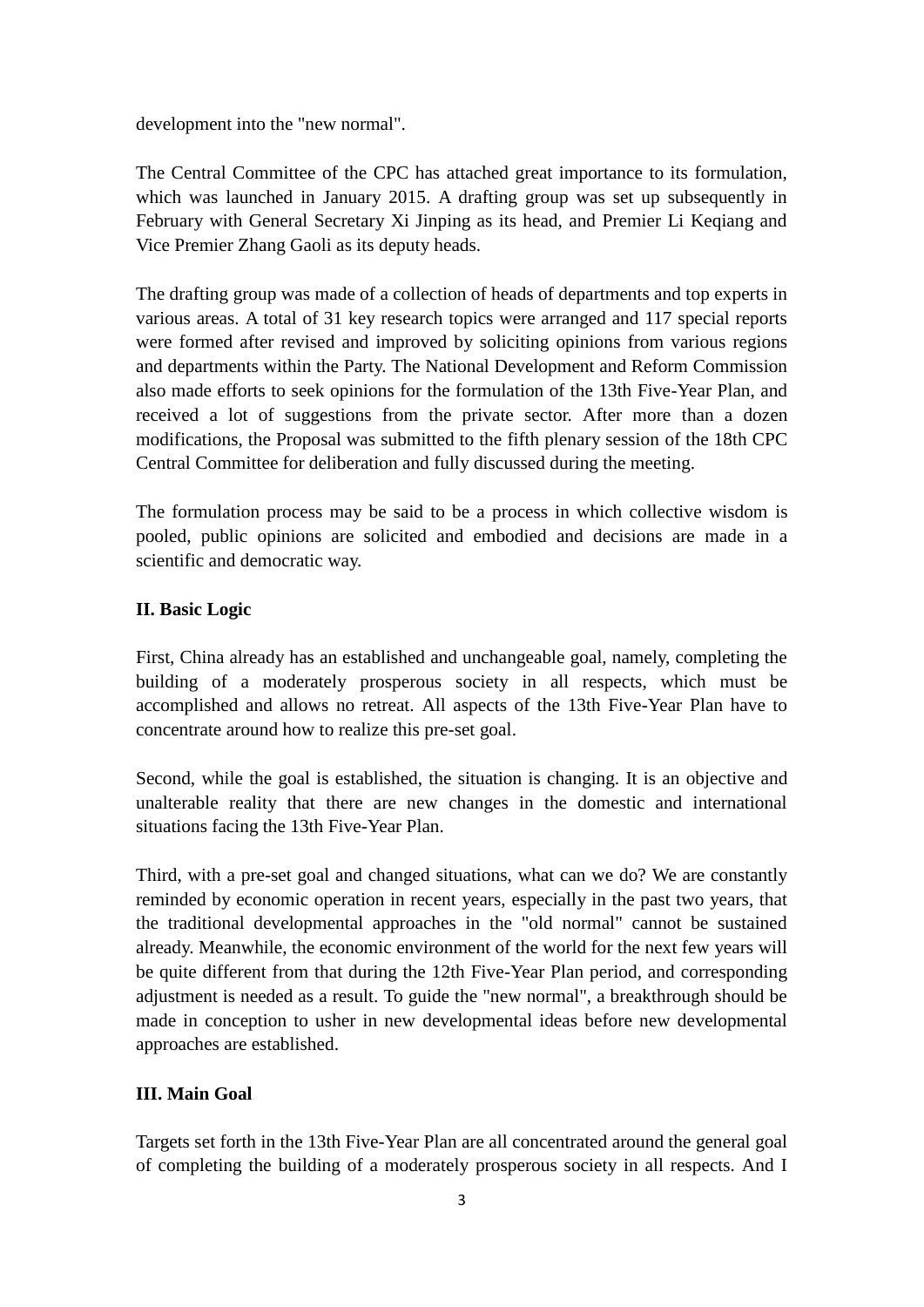development into the "new normal".

The Central Committee of the CPC has attached great importance to its formulation, which was launched in January 2015. A drafting group was set up subsequently in February with General Secretary Xi Jinping as its head, and Premier Li Keqiang and Vice Premier Zhang Gaoli as its deputy heads.

The drafting group was made of a collection of heads of departments and top experts in various areas. A total of 31 key research topics were arranged and 117 special reports were formed after revised and improved by soliciting opinions from various regions and departments within the Party. The National Development and Reform Commission also made efforts to seek opinions for the formulation of the 13th Five-Year Plan, and received a lot of suggestions from the private sector. After more than a dozen modifications, the Proposal was submitted to the fifth plenary session of the 18th CPC Central Committee for deliberation and fully discussed during the meeting.

The formulation process may be said to be a process in which collective wisdom is pooled, public opinions are solicited and embodied and decisions are made in a scientific and democratic way.

**II. Basic Logic**

First, China already has an established and unchangeable goal, namely, completing the building of a moderately prosperous society in all respects, which must be accomplished and allows no retreat. All aspects of the 13th Five-Year Plan have to concentrate around how to realize this pre-set goal.

Second, while the goal is established, the situation is changing. It is an objective and unalterable reality that there are new changes in the domestic and international situations facing the 13th Five-Year Plan.

Third, with a pre-set goal and changed situations, what can we do? We are constantly reminded by economic operation in recent years, especially in the past two years, that the traditional developmental approaches in the "old normal" cannot be sustained already. Meanwhile, the economic environment of the world for the next few years will be quite different from that during the 12th Five-Year Plan period, and corresponding adjustment is needed as a result. To guide the "new normal", a breakthrough should be made in conception to usher in new developmental ideas before new developmental approaches are established.

**III. Main Goal**

Targets set forth in the 13th Five-Year Plan are all concentrated around the general goal of completing the building of a moderately prosperous society in all respects. And I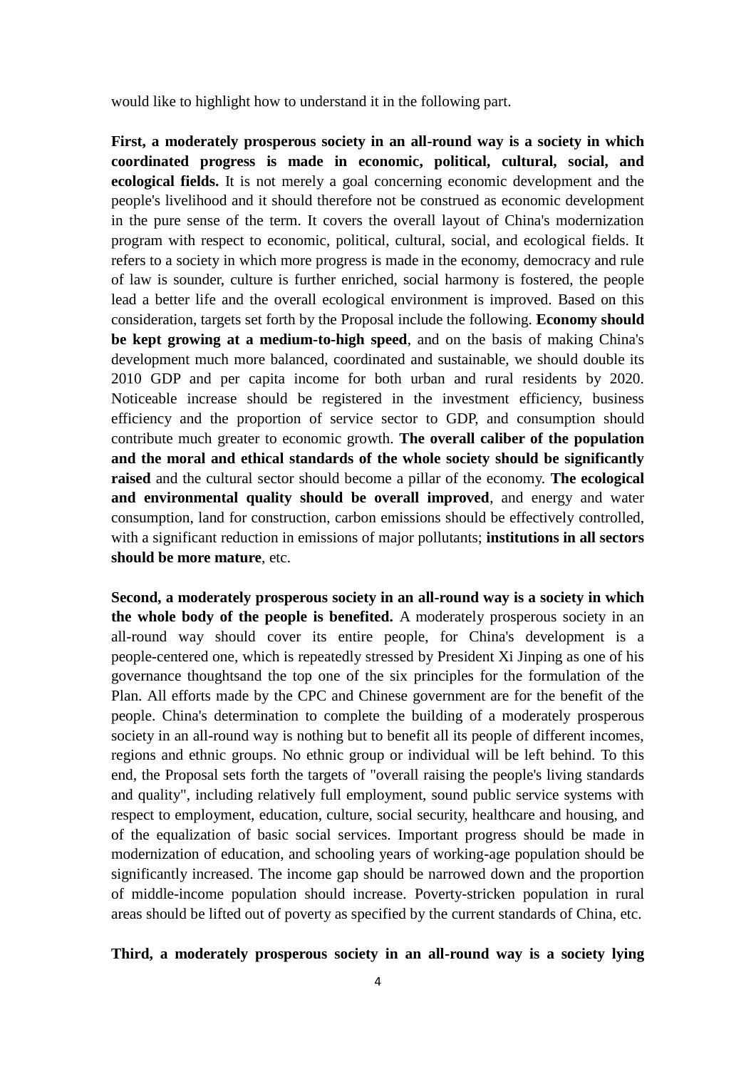would like to highlight how to understand it in the following part.

**First, a moderately prosperous society in an all-round way is a society in which coordinated progress is made in economic, political, cultural, social, and ecological fields.** It is not merely a goal concerning economic development and the people's livelihood and it should therefore not be construed as economic development in the pure sense of the term. It covers the overall layout of China's modernization program with respect to economic, political, cultural, social, and ecological fields. It refers to a society in which more progress is made in the economy, democracy and rule of law is sounder, culture is further enriched, social harmony is fostered, the people lead a better life and the overall ecological environment is improved. Based on this consideration, targets set forth by the Proposal include the following. **Economy should be kept growing at a medium-to-high speed**, and on the basis of making China's development much more balanced, coordinated and sustainable, we should double its 2010 GDP and per capita income for both urban and rural residents by 2020. Noticeable increase should be registered in the investment efficiency, business efficiency and the proportion of service sector to GDP, and consumption should contribute much greater to economic growth. **The overall caliber of the population and the moral and ethical standards of the whole society should be significantly raised** and the cultural sector should become a pillar of the economy. **The ecological and environmental quality should be overall improved**, and energy and water consumption, land for construction, carbon emissions should be effectively controlled, with a significant reduction in emissions of major pollutants; **institutions in all sectors should be more mature**, etc.

**Second, a moderately prosperous society in an all-round way is a society in which the whole body of the people is benefited.** A moderately prosperous society in an all-round way should cover its entire people, for China's development is a people-centered one, which is repeatedly stressed by President Xi Jinping as one of his governance thoughtsand the top one of the six principles for the formulation of the Plan. All efforts made by the CPC and Chinese government are for the benefit of the people. China's determination to complete the building of a moderately prosperous society in an all-round way is nothing but to benefit all its people of different incomes, regions and ethnic groups. No ethnic group or individual will be left behind. To this end, the Proposal sets forth the targets of "overall raising the people's living standards and quality", including relatively full employment, sound public service systems with respect to employment, education, culture, social security, healthcare and housing, and of the equalization of basic social services. Important progress should be made in modernization of education, and schooling years of working-age population should be significantly increased. The income gap should be narrowed down and the proportion of middle-income population should increase. Poverty-stricken population in rural areas should be lifted out of poverty as specified by the current standards of China, etc.

**Third, a moderately prosperous society in an all-round way is a society lying**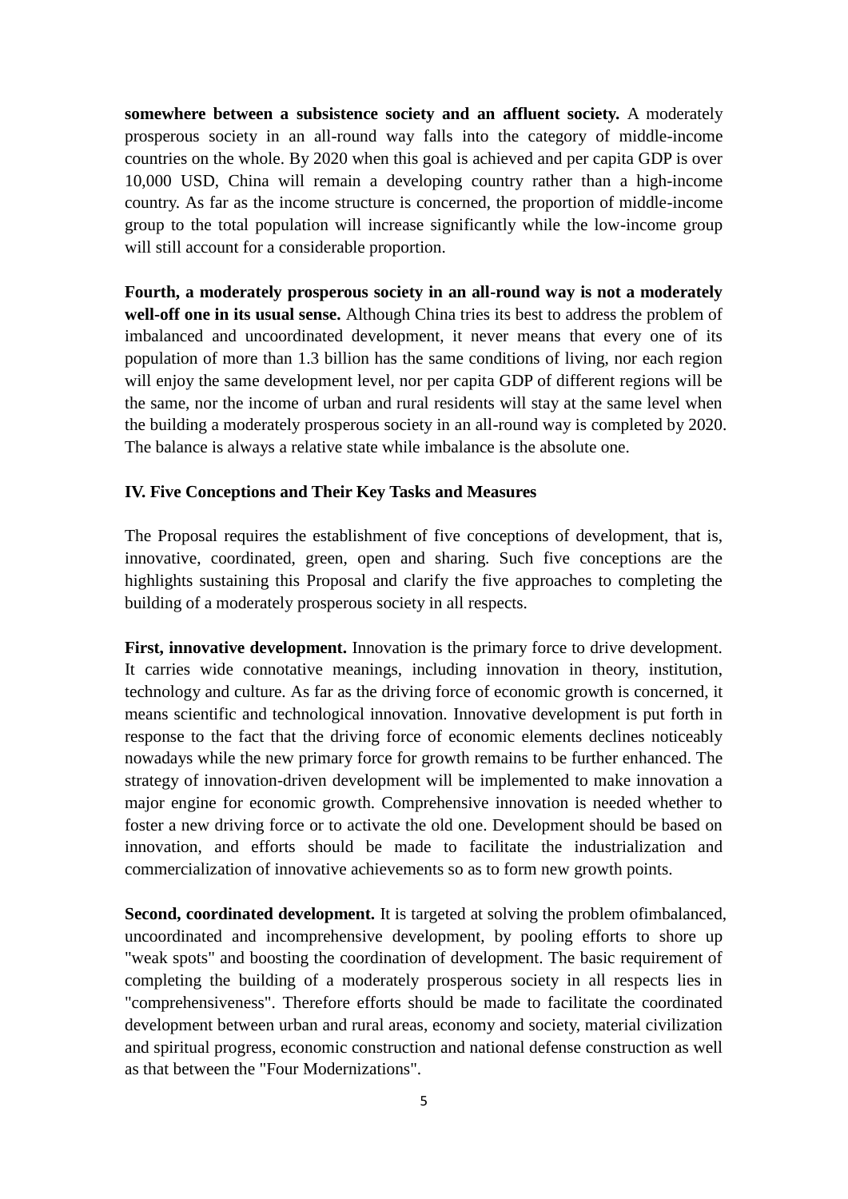**somewhere between a subsistence society and an affluent society.** A moderately prosperous society in an all-round way falls into the category of middle-income countries on the whole. By 2020 when this goal is achieved and per capita GDP is over 10,000 USD, China will remain a developing country rather than a high-income country. As far as the income structure is concerned, the proportion of middle-income group to the total population will increase significantly while the low-income group will still account for a considerable proportion.

**Fourth, a moderately prosperous society in an all-round way is not a moderately well-off one in its usual sense.** Although China tries its best to address the problem of imbalanced and uncoordinated development, it never means that every one of its population of more than 1.3 billion has the same conditions of living, nor each region will enjoy the same development level, nor per capita GDP of different regions will be the same, nor the income of urban and rural residents will stay at the same level when the building a moderately prosperous society in an all-round way is completed by 2020. The balance is always a relative state while imbalance is the absolute one.

## IV. Five Conceptions and Their Key Tasks and Measures

The Proposal requires the establishment of five conceptions of development, that is, innovative, coordinated, green, open and sharing. Such five conceptions are the highlights sustaining this Proposal and clarify the five approaches to completing the building of a moderately prosperous society in all respects.

**First, innovative development.** Innovation is the primary force to drive development. It carries wide connotative meanings, including innovation in theory, institution, technology and culture. As far as the driving force of economic growth is concerned, it means scientific and technological innovation. Innovative development is put forth in response to the fact that the driving force of economic elements declines noticeably nowadays while the new primary force for growth remains to be further enhanced. The strategy of innovation-driven development will be implemented to make innovation a major engine for economic growth. Comprehensive innovation is needed whether to foster a new driving force or to activate the old one. Development should be based on innovation, and efforts should be made to facilitate the industrialization and commercialization of innovative achievements so as to form new growth points.

**Second, coordinated development.** It is targeted at solving the problem ofimbalanced, uncoordinated and incomprehensive development, by pooling efforts to shore up "weak spots" and boosting the coordination of development. The basic requirement of completing the building of a moderately prosperous society in all respects lies in "comprehensiveness". Therefore efforts should be made to facilitate the coordinated development between urban and rural areas, economy and society, material civilization and spiritual progress, economic construction and national defense construction as well as that between the "Four Modernizations".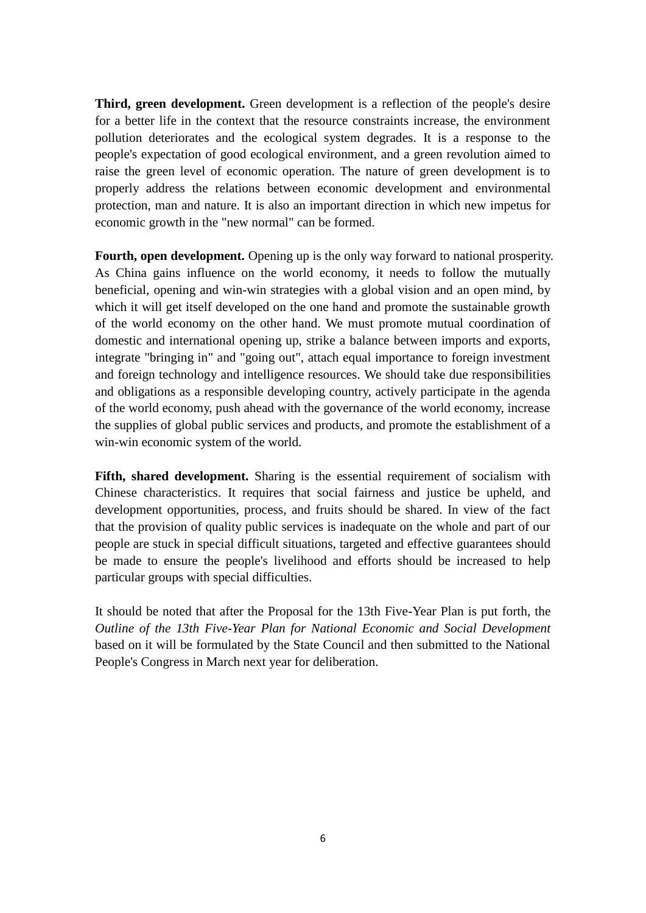**Third, green development.** Green development is a reflection of the people's desire for a better life in the context that the resource constraints increase, the environment pollution deteriorates and the ecological system degrades. It is a response to the people's expectation of good ecological environment, and a green revolution aimed to raise the green level of economic operation. The nature of green development is to properly address the relations between economic development and environmental protection, man and nature. It is also an important direction in which new impetus for economic growth in the "new normal" can be formed.

**Fourth, open development.** Opening up is the only way forward to national prosperity. As China gains influence on the world economy, it needs to follow the mutually beneficial, opening and win-win strategies with a global vision and an open mind, by which it will get itself developed on the one hand and promote the sustainable growth of the world economy on the other hand. We must promote mutual coordination of domestic and international opening up, strike a balance between imports and exports, integrate "bringing in" and "going out", attach equal importance to foreign investment and foreign technology and intelligence resources. We should take due responsibilities and obligations as a responsible developing country, actively participate in the agenda of the world economy, push ahead with the governance of the world economy, increase the supplies of global public services and products, and promote the establishment of a win-win economic system of the world.

**Fifth, shared development.** Sharing is the essential requirement of socialism with Chinese characteristics. It requires that social fairness and justice be upheld, and development opportunities, process, and fruits should be shared. In view of the fact that the provision of quality public services is inadequate on the whole and part of our people are stuck in special difficult situations, targeted and effective guarantees should be made to ensure the people's livelihood and efforts should be increased to help particular groups with special difficulties.

It should be noted that after the Proposal for the 13th Five-Year Plan is put forth, the *Outline of the 13th Five-Year Plan for National Economic and Social Development* based on it will be formulated by the State Council and then submitted to the National People's Congress in March next year for deliberation.